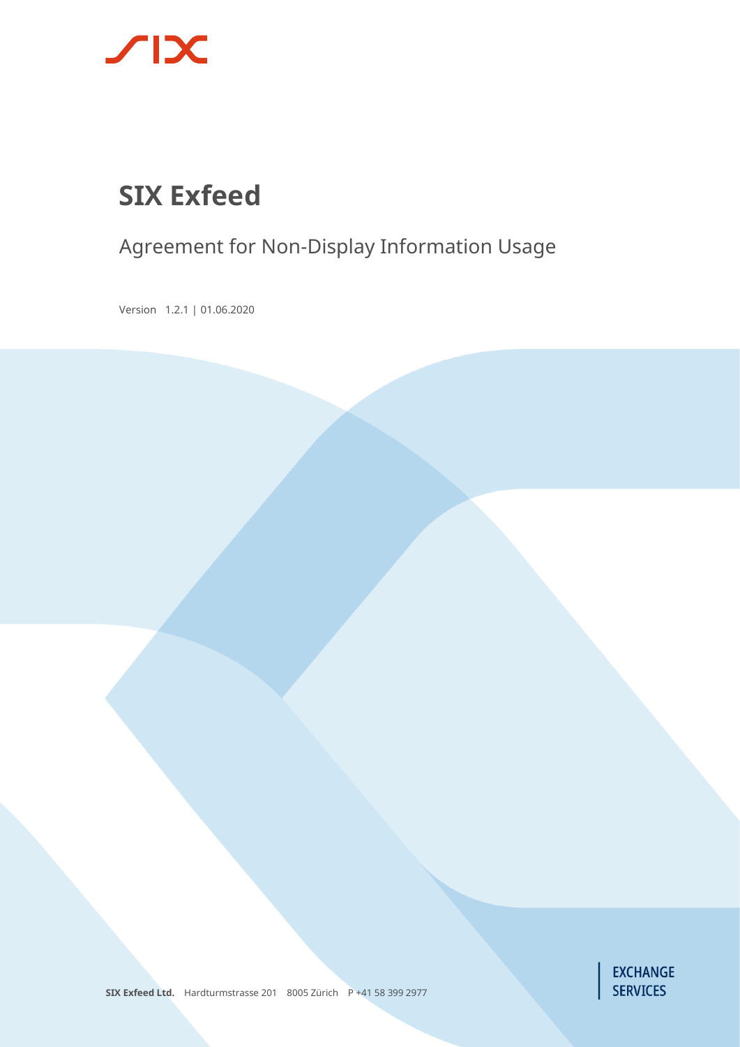# SIX Exfeed

## Agreement for Non-Display Information Usage

Version 1.2.1 | 01.06.2020

**SIX Exfeed Ltd.** Hardturmstrasse 201 8005 Zürich P +41 58 399 2977

EXCHANGE SERVICES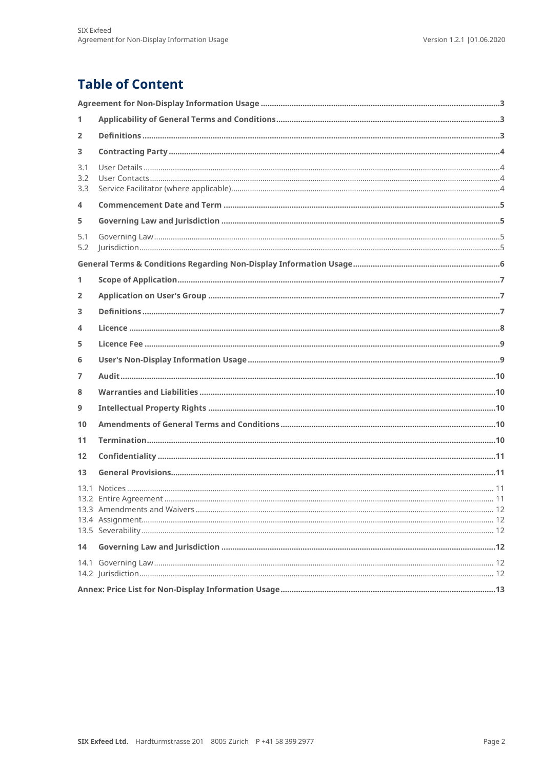# Table of Content

**Agreement for Non-Display Information Usage** ..... 3

**1 Applicability of General Terms and Conditions** ..... 3

**2 Definitions** ..... 3

**3 Contracting Party** ..... 4

3.1 User Details ..... 4
3.2 User Contacts ..... 4
3.3 Service Facilitator (where applicable) ..... 4

**4 Commencement Date and Term** ..... 5

**5 Governing Law and Jurisdiction** ..... 5

5.1 Governing Law ..... 5
5.2 Jurisdiction ..... 5

**General Terms & Conditions Regarding Non-Display Information Usage** ..... 6

**1 Scope of Application** ..... 7

**2 Application on User's Group** ..... 7

**3 Definitions** ..... 7

**4 Licence** ..... 8

**5 Licence Fee** ..... 9

**6 User's Non-Display Information Usage** ..... 9

**7 Audit** ..... 10

**8 Warranties and Liabilities** ..... 10

**9 Intellectual Property Rights** ..... 10

**10 Amendments of General Terms and Conditions** ..... 10

**11 Termination** ..... 10

**12 Confidentiality** ..... 11

**13 General Provisions** ..... 11

13.1 Notices ..... 11
13.2 Entire Agreement ..... 11
13.3 Amendments and Waivers ..... 12
13.4 Assignment ..... 12
13.5 Severability ..... 12

**14 Governing Law and Jurisdiction** ..... 12

14.1 Governing Law ..... 12
14.2 Jurisdiction ..... 12

**Annex: Price List for Non-Display Information Usage** ..... 13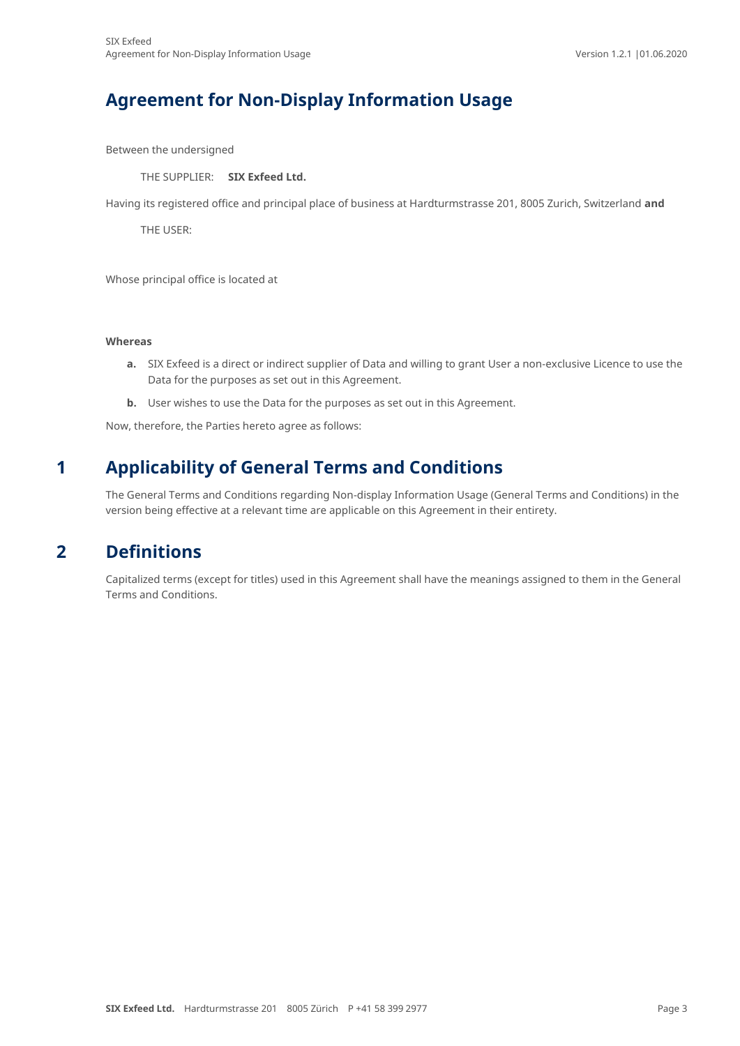# Agreement for Non-Display Information Usage

Between the undersigned

THE SUPPLIER: **SIX Exfeed Ltd.**

Having its registered office and principal place of business at Hardturmstrasse 201, 8005 Zurich, Switzerland **and**

THE USER:

Whose principal office is located at

**Whereas**

**a.** SIX Exfeed is a direct or indirect supplier of Data and willing to grant User a non-exclusive Licence to use the Data for the purposes as set out in this Agreement.

**b.** User wishes to use the Data for the purposes as set out in this Agreement.

Now, therefore, the Parties hereto agree as follows:

## 1 Applicability of General Terms and Conditions

The General Terms and Conditions regarding Non-display Information Usage (General Terms and Conditions) in the version being effective at a relevant time are applicable on this Agreement in their entirety.

## 2 Definitions

Capitalized terms (except for titles) used in this Agreement shall have the meanings assigned to them in the General Terms and Conditions.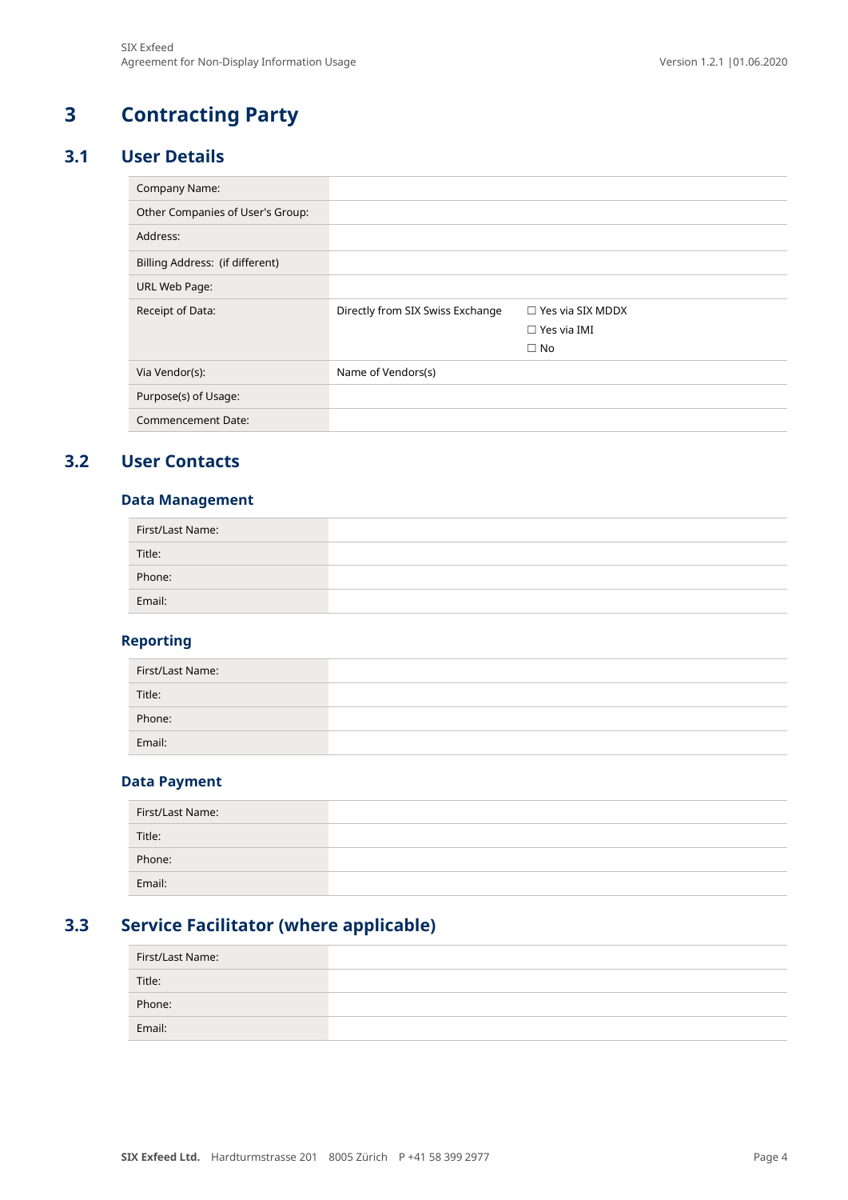# 3 Contracting Party

## 3.1 User Details

| | | |
|---|---|---|
| Company Name: | | |
| Other Companies of User's Group: | | |
| Address: | | |
| Billing Address: (if different) | | |
| URL Web Page: | | |
| Receipt of Data: | Directly from SIX Swiss Exchange | ☐ Yes via SIX MDDX<br>☐ Yes via IMI<br>☐ No |
| Via Vendor(s): | Name of Vendors(s) | |
| Purpose(s) of Usage: | | |
| Commencement Date: | | |

## 3.2 User Contacts

### Data Management

| | |
|---|---|
| First/Last Name: | |
| Title: | |
| Phone: | |
| Email: | |

### Reporting

| | |
|---|---|
| First/Last Name: | |
| Title: | |
| Phone: | |
| Email: | |

### Data Payment

| | |
|---|---|
| First/Last Name: | |
| Title: | |
| Phone: | |
| Email: | |

## 3.3 Service Facilitator (where applicable)

| | |
|---|---|
| First/Last Name: | |
| Title: | |
| Phone: | |
| Email: | |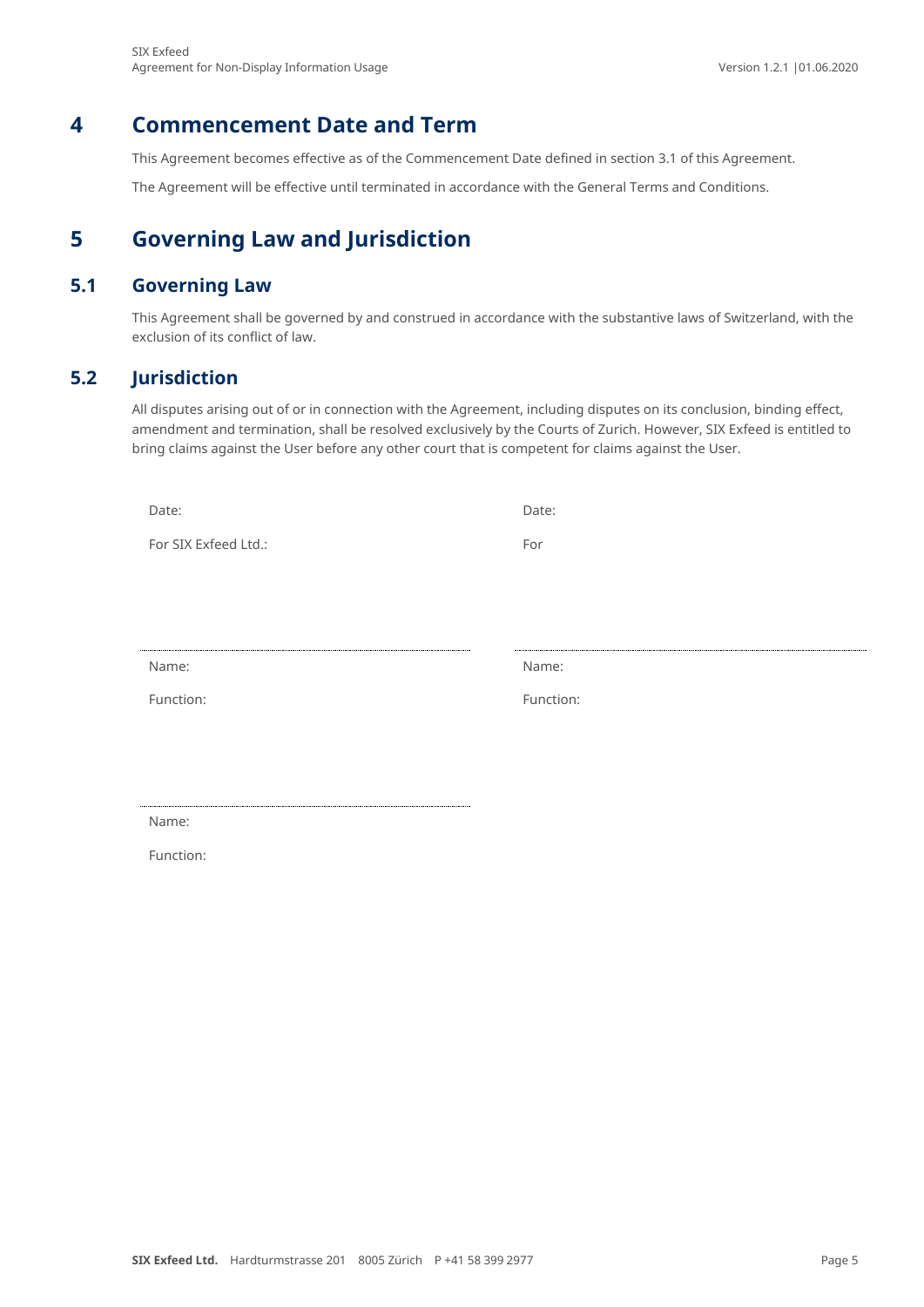# 4 Commencement Date and Term

This Agreement becomes effective as of the Commencement Date defined in section 3.1 of this Agreement.

The Agreement will be effective until terminated in accordance with the General Terms and Conditions.

# 5 Governing Law and Jurisdiction

## 5.1 Governing Law

This Agreement shall be governed by and construed in accordance with the substantive laws of Switzerland, with the exclusion of its conflict of law.

## 5.2 Jurisdiction

All disputes arising out of or in connection with the Agreement, including disputes on its conclusion, binding effect, amendment and termination, shall be resolved exclusively by the Courts of Zurich. However, SIX Exfeed is entitled to bring claims against the User before any other court that is competent for claims against the User.

| | |
|---|---|
| Date: | Date: |
| For SIX Exfeed Ltd.: | For |
| | |
| ............................................................ | ............................................................ |
| Name: | Name: |
| Function: | Function: |
| | |
| ............................................................ | |
| Name: | |
| Function: | |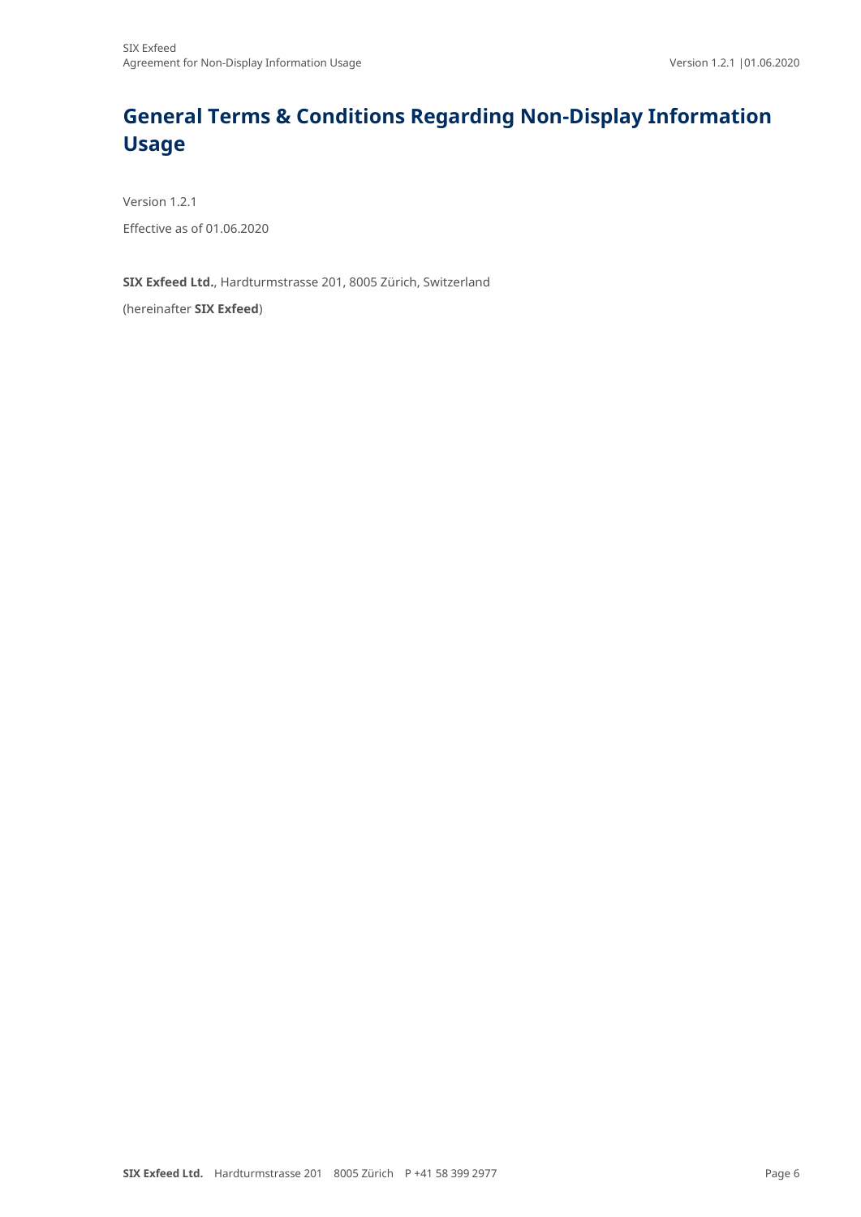# General Terms & Conditions Regarding Non-Display Information Usage

Version 1.2.1

Effective as of 01.06.2020

**SIX Exfeed Ltd.**, Hardturmstrasse 201, 8005 Zürich, Switzerland

(hereinafter **SIX Exfeed**)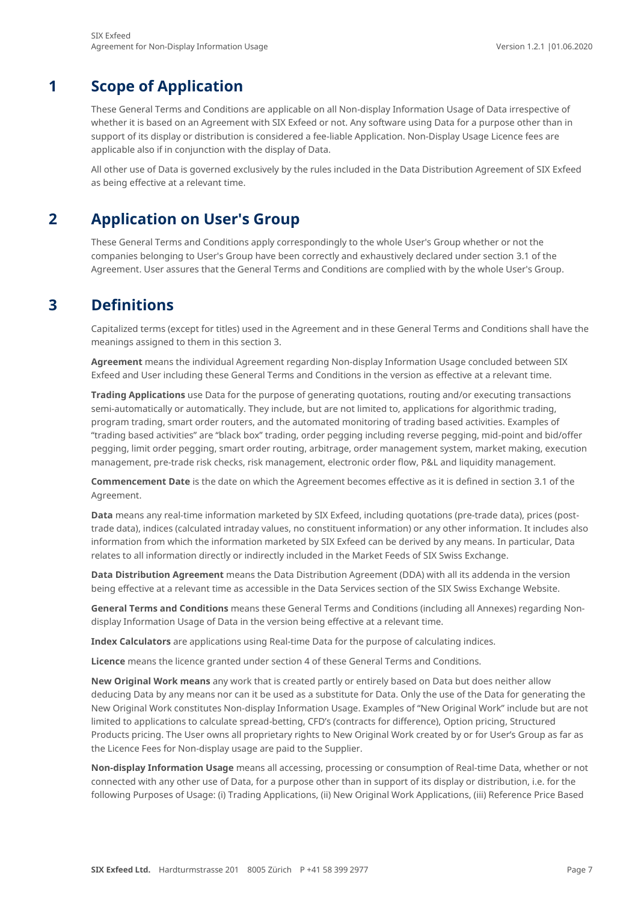# 1 Scope of Application

These General Terms and Conditions are applicable on all Non-display Information Usage of Data irrespective of whether it is based on an Agreement with SIX Exfeed or not. Any software using Data for a purpose other than in support of its display or distribution is considered a fee-liable Application. Non-Display Usage Licence fees are applicable also if in conjunction with the display of Data.

All other use of Data is governed exclusively by the rules included in the Data Distribution Agreement of SIX Exfeed as being effective at a relevant time.

# 2 Application on User's Group

These General Terms and Conditions apply correspondingly to the whole User's Group whether or not the companies belonging to User's Group have been correctly and exhaustively declared under section 3.1 of the Agreement. User assures that the General Terms and Conditions are complied with by the whole User's Group.

# 3 Definitions

Capitalized terms (except for titles) used in the Agreement and in these General Terms and Conditions shall have the meanings assigned to them in this section 3.

**Agreement** means the individual Agreement regarding Non-display Information Usage concluded between SIX Exfeed and User including these General Terms and Conditions in the version as effective at a relevant time.

**Trading Applications** use Data for the purpose of generating quotations, routing and/or executing transactions semi-automatically or automatically. They include, but are not limited to, applications for algorithmic trading, program trading, smart order routers, and the automated monitoring of trading based activities. Examples of "trading based activities" are "black box" trading, order pegging including reverse pegging, mid-point and bid/offer pegging, limit order pegging, smart order routing, arbitrage, order management system, market making, execution management, pre-trade risk checks, risk management, electronic order flow, P&L and liquidity management.

**Commencement Date** is the date on which the Agreement becomes effective as it is defined in section 3.1 of the Agreement.

**Data** means any real-time information marketed by SIX Exfeed, including quotations (pre-trade data), prices (post-trade data), indices (calculated intraday values, no constituent information) or any other information. It includes also information from which the information marketed by SIX Exfeed can be derived by any means. In particular, Data relates to all information directly or indirectly included in the Market Feeds of SIX Swiss Exchange.

**Data Distribution Agreement** means the Data Distribution Agreement (DDA) with all its addenda in the version being effective at a relevant time as accessible in the Data Services section of the SIX Swiss Exchange Website.

**General Terms and Conditions** means these General Terms and Conditions (including all Annexes) regarding Non-display Information Usage of Data in the version being effective at a relevant time.

**Index Calculators** are applications using Real-time Data for the purpose of calculating indices.

**Licence** means the licence granted under section 4 of these General Terms and Conditions.

**New Original Work means** any work that is created partly or entirely based on Data but does neither allow deducing Data by any means nor can it be used as a substitute for Data. Only the use of the Data for generating the New Original Work constitutes Non-display Information Usage. Examples of "New Original Work" include but are not limited to applications to calculate spread-betting, CFD's (contracts for difference), Option pricing, Structured Products pricing. The User owns all proprietary rights to New Original Work created by or for User's Group as far as the Licence Fees for Non-display usage are paid to the Supplier.

**Non-display Information Usage** means all accessing, processing or consumption of Real-time Data, whether or not connected with any other use of Data, for a purpose other than in support of its display or distribution, i.e. for the following Purposes of Usage: (i) Trading Applications, (ii) New Original Work Applications, (iii) Reference Price Based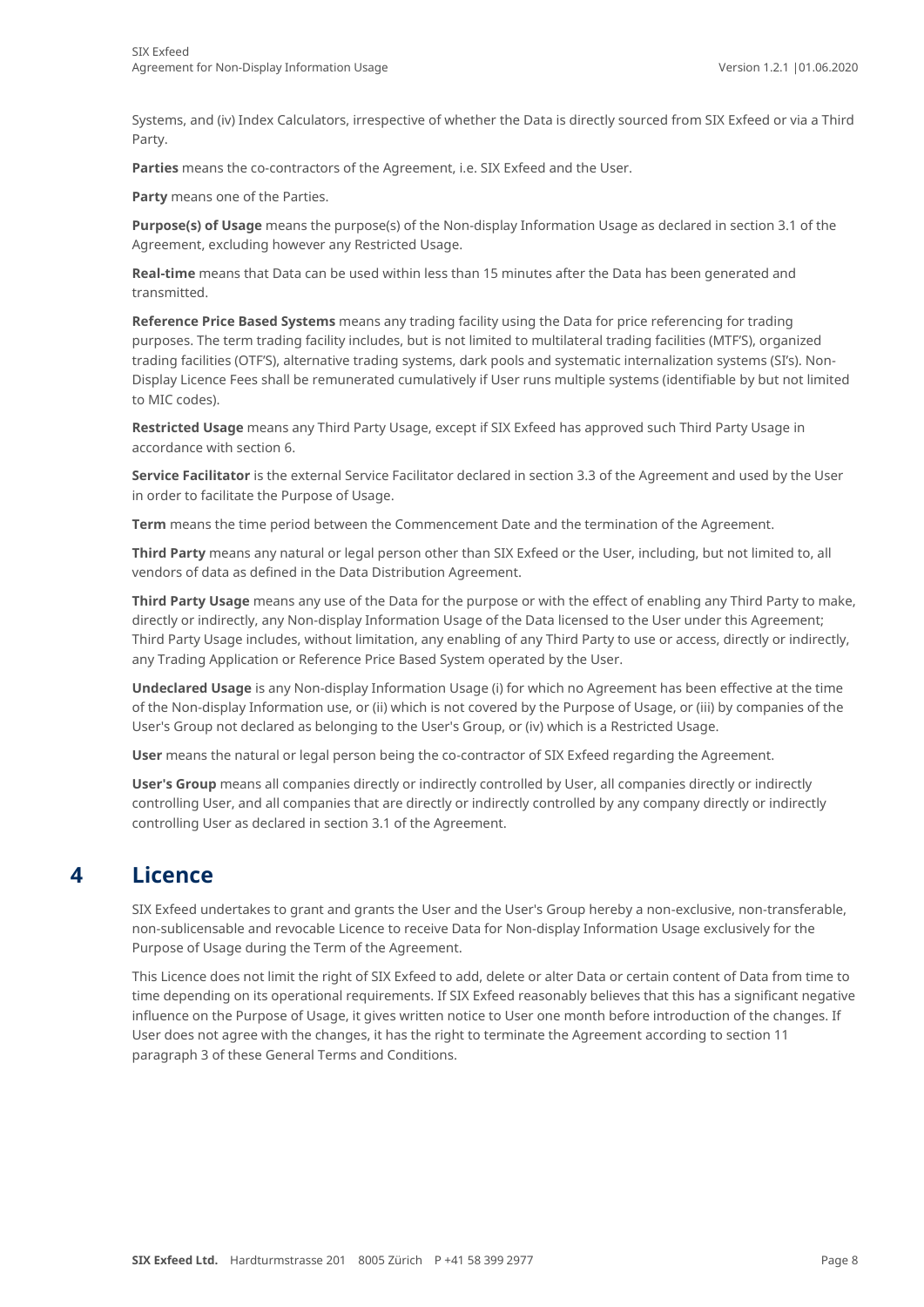Systems, and (iv) Index Calculators, irrespective of whether the Data is directly sourced from SIX Exfeed or via a Third Party.

**Parties** means the co-contractors of the Agreement, i.e. SIX Exfeed and the User.

**Party** means one of the Parties.

**Purpose(s) of Usage** means the purpose(s) of the Non-display Information Usage as declared in section 3.1 of the Agreement, excluding however any Restricted Usage.

**Real-time** means that Data can be used within less than 15 minutes after the Data has been generated and transmitted.

**Reference Price Based Systems** means any trading facility using the Data for price referencing for trading purposes. The term trading facility includes, but is not limited to multilateral trading facilities (MTF'S), organized trading facilities (OTF'S), alternative trading systems, dark pools and systematic internalization systems (SI's). Non-Display Licence Fees shall be remunerated cumulatively if User runs multiple systems (identifiable by but not limited to MIC codes).

**Restricted Usage** means any Third Party Usage, except if SIX Exfeed has approved such Third Party Usage in accordance with section 6.

**Service Facilitator** is the external Service Facilitator declared in section 3.3 of the Agreement and used by the User in order to facilitate the Purpose of Usage.

**Term** means the time period between the Commencement Date and the termination of the Agreement.

**Third Party** means any natural or legal person other than SIX Exfeed or the User, including, but not limited to, all vendors of data as defined in the Data Distribution Agreement.

**Third Party Usage** means any use of the Data for the purpose or with the effect of enabling any Third Party to make, directly or indirectly, any Non-display Information Usage of the Data licensed to the User under this Agreement; Third Party Usage includes, without limitation, any enabling of any Third Party to use or access, directly or indirectly, any Trading Application or Reference Price Based System operated by the User.

**Undeclared Usage** is any Non-display Information Usage (i) for which no Agreement has been effective at the time of the Non-display Information use, or (ii) which is not covered by the Purpose of Usage, or (iii) by companies of the User's Group not declared as belonging to the User's Group, or (iv) which is a Restricted Usage.

**User** means the natural or legal person being the co-contractor of SIX Exfeed regarding the Agreement.

**User's Group** means all companies directly or indirectly controlled by User, all companies directly or indirectly controlling User, and all companies that are directly or indirectly controlled by any company directly or indirectly controlling User as declared in section 3.1 of the Agreement.

# 4 Licence

SIX Exfeed undertakes to grant and grants the User and the User's Group hereby a non-exclusive, non-transferable, non-sublicensable and revocable Licence to receive Data for Non-display Information Usage exclusively for the Purpose of Usage during the Term of the Agreement.

This Licence does not limit the right of SIX Exfeed to add, delete or alter Data or certain content of Data from time to time depending on its operational requirements. If SIX Exfeed reasonably believes that this has a significant negative influence on the Purpose of Usage, it gives written notice to User one month before introduction of the changes. If User does not agree with the changes, it has the right to terminate the Agreement according to section 11 paragraph 3 of these General Terms and Conditions.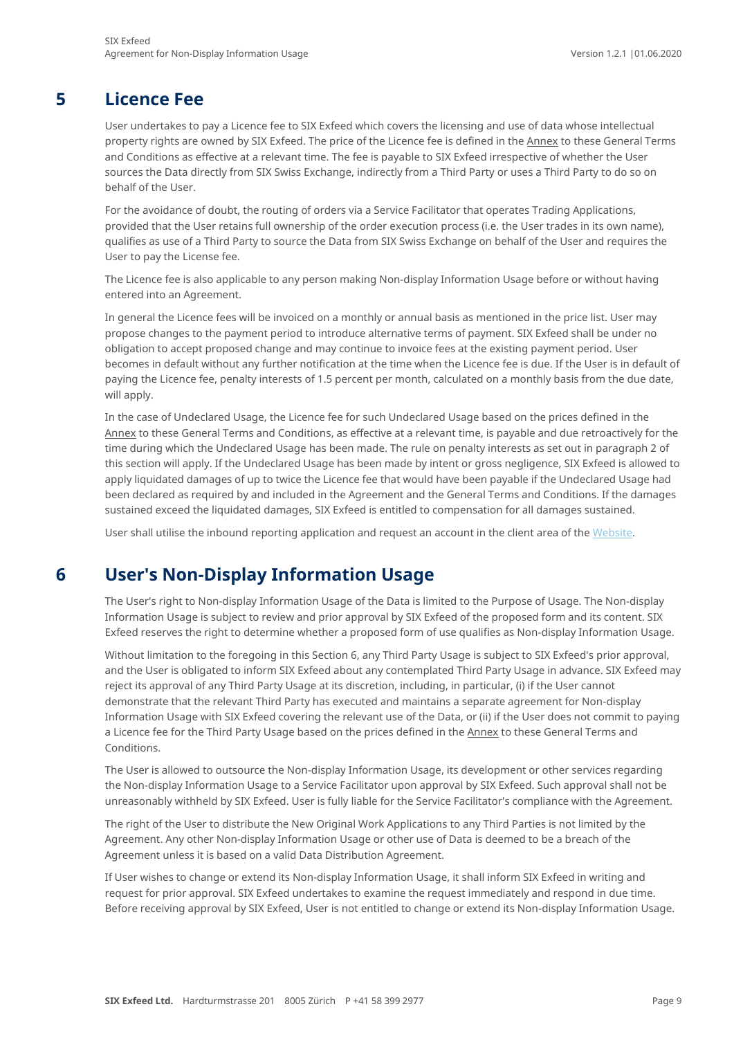# 5 Licence Fee

User undertakes to pay a Licence fee to SIX Exfeed which covers the licensing and use of data whose intellectual property rights are owned by SIX Exfeed. The price of the Licence fee is defined in the Annex to these General Terms and Conditions as effective at a relevant time. The fee is payable to SIX Exfeed irrespective of whether the User sources the Data directly from SIX Swiss Exchange, indirectly from a Third Party or uses a Third Party to do so on behalf of the User.

For the avoidance of doubt, the routing of orders via a Service Facilitator that operates Trading Applications, provided that the User retains full ownership of the order execution process (i.e. the User trades in its own name), qualifies as use of a Third Party to source the Data from SIX Swiss Exchange on behalf of the User and requires the User to pay the License fee.

The Licence fee is also applicable to any person making Non-display Information Usage before or without having entered into an Agreement.

In general the Licence fees will be invoiced on a monthly or annual basis as mentioned in the price list. User may propose changes to the payment period to introduce alternative terms of payment. SIX Exfeed shall be under no obligation to accept proposed change and may continue to invoice fees at the existing payment period. User becomes in default without any further notification at the time when the Licence fee is due. If the User is in default of paying the Licence fee, penalty interests of 1.5 percent per month, calculated on a monthly basis from the due date, will apply.

In the case of Undeclared Usage, the Licence fee for such Undeclared Usage based on the prices defined in the Annex to these General Terms and Conditions, as effective at a relevant time, is payable and due retroactively for the time during which the Undeclared Usage has been made. The rule on penalty interests as set out in paragraph 2 of this section will apply. If the Undeclared Usage has been made by intent or gross negligence, SIX Exfeed is allowed to apply liquidated damages of up to twice the Licence fee that would have been payable if the Undeclared Usage had been declared as required by and included in the Agreement and the General Terms and Conditions. If the damages sustained exceed the liquidated damages, SIX Exfeed is entitled to compensation for all damages sustained.

User shall utilise the inbound reporting application and request an account in the client area of the Website.

# 6 User's Non-Display Information Usage

The User's right to Non-display Information Usage of the Data is limited to the Purpose of Usage. The Non-display Information Usage is subject to review and prior approval by SIX Exfeed of the proposed form and its content. SIX Exfeed reserves the right to determine whether a proposed form of use qualifies as Non-display Information Usage.

Without limitation to the foregoing in this Section 6, any Third Party Usage is subject to SIX Exfeed's prior approval, and the User is obligated to inform SIX Exfeed about any contemplated Third Party Usage in advance. SIX Exfeed may reject its approval of any Third Party Usage at its discretion, including, in particular, (i) if the User cannot demonstrate that the relevant Third Party has executed and maintains a separate agreement for Non-display Information Usage with SIX Exfeed covering the relevant use of the Data, or (ii) if the User does not commit to paying a Licence fee for the Third Party Usage based on the prices defined in the Annex to these General Terms and Conditions.

The User is allowed to outsource the Non-display Information Usage, its development or other services regarding the Non-display Information Usage to a Service Facilitator upon approval by SIX Exfeed. Such approval shall not be unreasonably withheld by SIX Exfeed. User is fully liable for the Service Facilitator's compliance with the Agreement.

The right of the User to distribute the New Original Work Applications to any Third Parties is not limited by the Agreement. Any other Non-display Information Usage or other use of Data is deemed to be a breach of the Agreement unless it is based on a valid Data Distribution Agreement.

If User wishes to change or extend its Non-display Information Usage, it shall inform SIX Exfeed in writing and request for prior approval. SIX Exfeed undertakes to examine the request immediately and respond in due time. Before receiving approval by SIX Exfeed, User is not entitled to change or extend its Non-display Information Usage.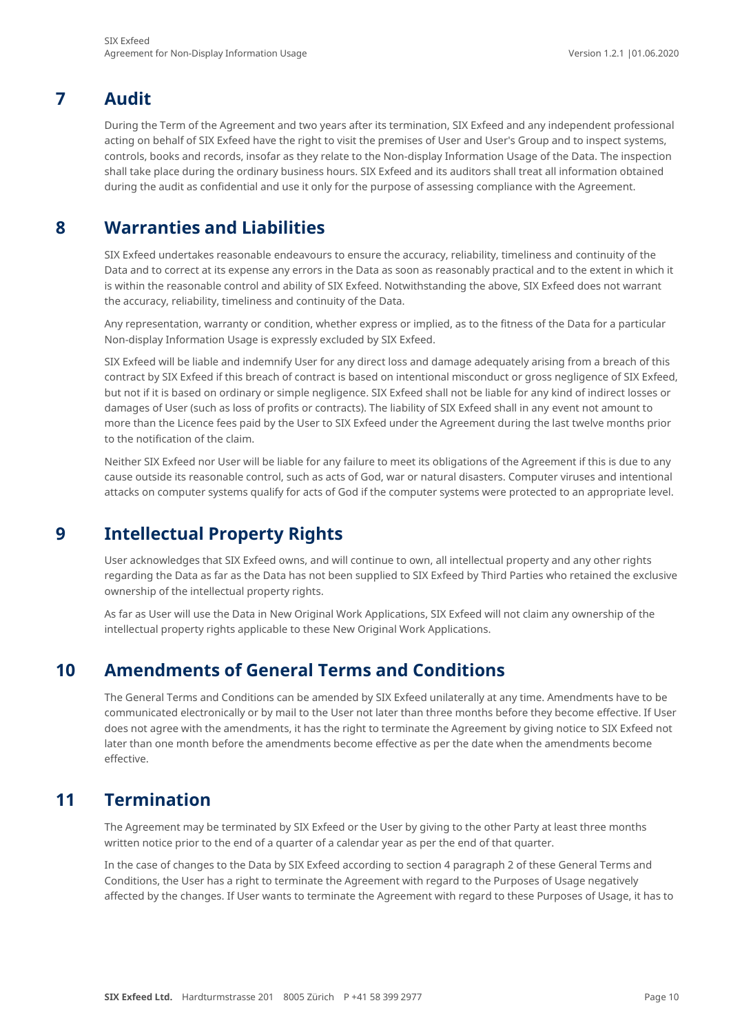## 7 Audit

During the Term of the Agreement and two years after its termination, SIX Exfeed and any independent professional acting on behalf of SIX Exfeed have the right to visit the premises of User and User's Group and to inspect systems, controls, books and records, insofar as they relate to the Non-display Information Usage of the Data. The inspection shall take place during the ordinary business hours. SIX Exfeed and its auditors shall treat all information obtained during the audit as confidential and use it only for the purpose of assessing compliance with the Agreement.

## 8 Warranties and Liabilities

SIX Exfeed undertakes reasonable endeavours to ensure the accuracy, reliability, timeliness and continuity of the Data and to correct at its expense any errors in the Data as soon as reasonably practical and to the extent in which it is within the reasonable control and ability of SIX Exfeed. Notwithstanding the above, SIX Exfeed does not warrant the accuracy, reliability, timeliness and continuity of the Data.

Any representation, warranty or condition, whether express or implied, as to the fitness of the Data for a particular Non-display Information Usage is expressly excluded by SIX Exfeed.

SIX Exfeed will be liable and indemnify User for any direct loss and damage adequately arising from a breach of this contract by SIX Exfeed if this breach of contract is based on intentional misconduct or gross negligence of SIX Exfeed, but not if it is based on ordinary or simple negligence. SIX Exfeed shall not be liable for any kind of indirect losses or damages of User (such as loss of profits or contracts). The liability of SIX Exfeed shall in any event not amount to more than the Licence fees paid by the User to SIX Exfeed under the Agreement during the last twelve months prior to the notification of the claim.

Neither SIX Exfeed nor User will be liable for any failure to meet its obligations of the Agreement if this is due to any cause outside its reasonable control, such as acts of God, war or natural disasters. Computer viruses and intentional attacks on computer systems qualify for acts of God if the computer systems were protected to an appropriate level.

## 9 Intellectual Property Rights

User acknowledges that SIX Exfeed owns, and will continue to own, all intellectual property and any other rights regarding the Data as far as the Data has not been supplied to SIX Exfeed by Third Parties who retained the exclusive ownership of the intellectual property rights.

As far as User will use the Data in New Original Work Applications, SIX Exfeed will not claim any ownership of the intellectual property rights applicable to these New Original Work Applications.

## 10 Amendments of General Terms and Conditions

The General Terms and Conditions can be amended by SIX Exfeed unilaterally at any time. Amendments have to be communicated electronically or by mail to the User not later than three months before they become effective. If User does not agree with the amendments, it has the right to terminate the Agreement by giving notice to SIX Exfeed not later than one month before the amendments become effective as per the date when the amendments become effective.

## 11 Termination

The Agreement may be terminated by SIX Exfeed or the User by giving to the other Party at least three months written notice prior to the end of a quarter of a calendar year as per the end of that quarter.

In the case of changes to the Data by SIX Exfeed according to section 4 paragraph 2 of these General Terms and Conditions, the User has a right to terminate the Agreement with regard to the Purposes of Usage negatively affected by the changes. If User wants to terminate the Agreement with regard to these Purposes of Usage, it has to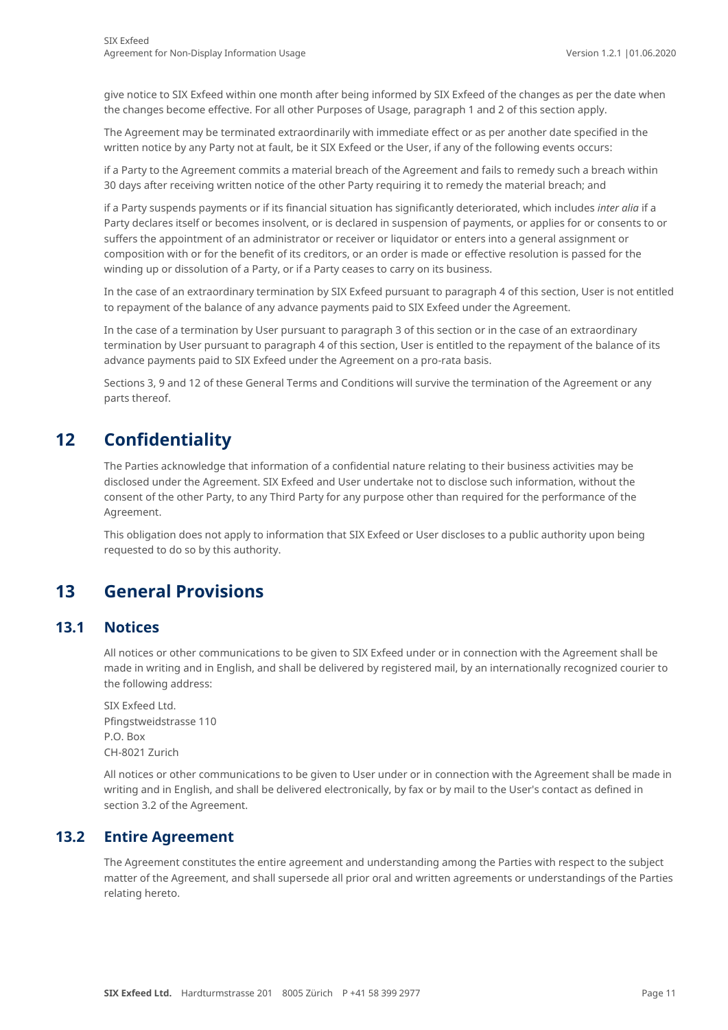give notice to SIX Exfeed within one month after being informed by SIX Exfeed of the changes as per the date when the changes become effective. For all other Purposes of Usage, paragraph 1 and 2 of this section apply.

The Agreement may be terminated extraordinarily with immediate effect or as per another date specified in the written notice by any Party not at fault, be it SIX Exfeed or the User, if any of the following events occurs:

if a Party to the Agreement commits a material breach of the Agreement and fails to remedy such a breach within 30 days after receiving written notice of the other Party requiring it to remedy the material breach; and

if a Party suspends payments or if its financial situation has significantly deteriorated, which includes *inter alia* if a Party declares itself or becomes insolvent, or is declared in suspension of payments, or applies for or consents to or suffers the appointment of an administrator or receiver or liquidator or enters into a general assignment or composition with or for the benefit of its creditors, or an order is made or effective resolution is passed for the winding up or dissolution of a Party, or if a Party ceases to carry on its business.

In the case of an extraordinary termination by SIX Exfeed pursuant to paragraph 4 of this section, User is not entitled to repayment of the balance of any advance payments paid to SIX Exfeed under the Agreement.

In the case of a termination by User pursuant to paragraph 3 of this section or in the case of an extraordinary termination by User pursuant to paragraph 4 of this section, User is entitled to the repayment of the balance of its advance payments paid to SIX Exfeed under the Agreement on a pro-rata basis.

Sections 3, 9 and 12 of these General Terms and Conditions will survive the termination of the Agreement or any parts thereof.

# 12 Confidentiality

The Parties acknowledge that information of a confidential nature relating to their business activities may be disclosed under the Agreement. SIX Exfeed and User undertake not to disclose such information, without the consent of the other Party, to any Third Party for any purpose other than required for the performance of the Agreement.

This obligation does not apply to information that SIX Exfeed or User discloses to a public authority upon being requested to do so by this authority.

# 13 General Provisions

## 13.1 Notices

All notices or other communications to be given to SIX Exfeed under or in connection with the Agreement shall be made in writing and in English, and shall be delivered by registered mail, by an internationally recognized courier to the following address:

SIX Exfeed Ltd.
Pfingstweidstrasse 110
P.O. Box
CH-8021 Zurich

All notices or other communications to be given to User under or in connection with the Agreement shall be made in writing and in English, and shall be delivered electronically, by fax or by mail to the User's contact as defined in section 3.2 of the Agreement.

## 13.2 Entire Agreement

The Agreement constitutes the entire agreement and understanding among the Parties with respect to the subject matter of the Agreement, and shall supersede all prior oral and written agreements or understandings of the Parties relating hereto.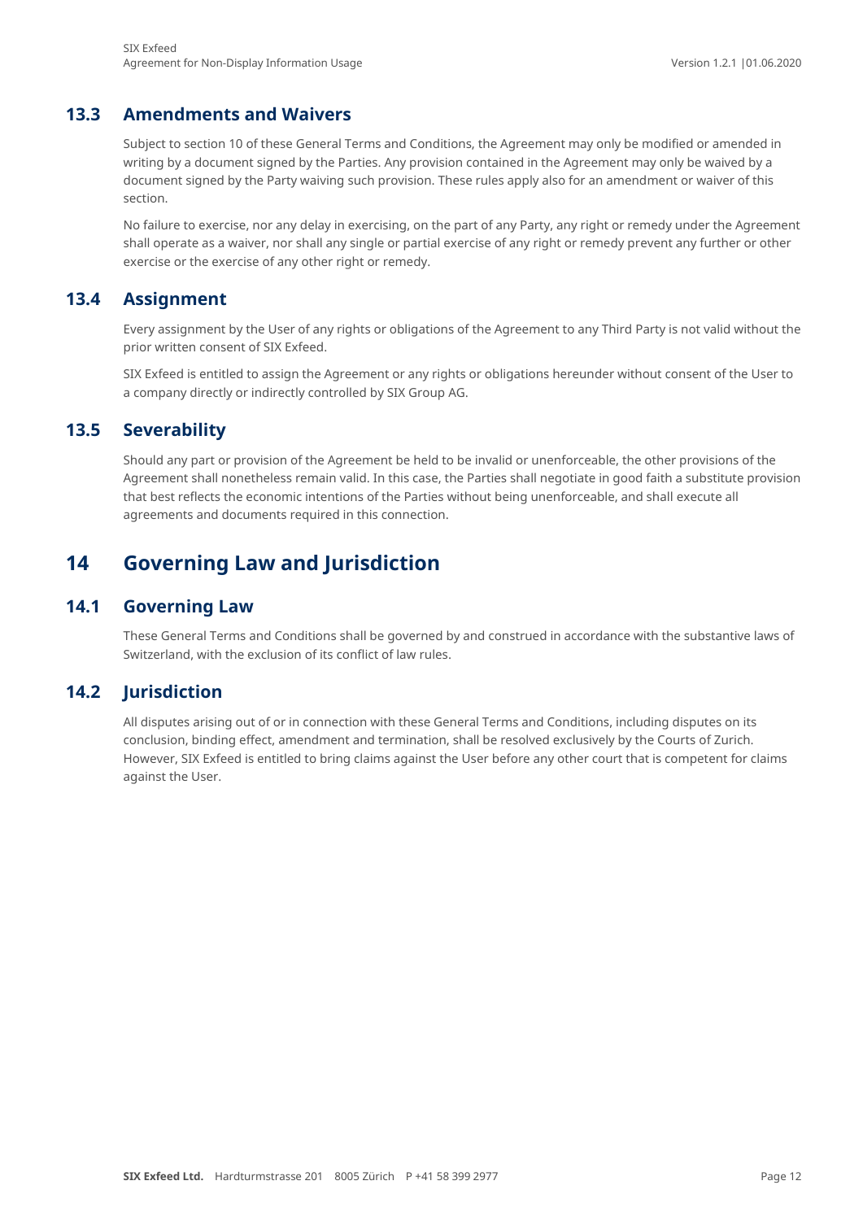### 13.3 Amendments and Waivers

Subject to section 10 of these General Terms and Conditions, the Agreement may only be modified or amended in writing by a document signed by the Parties. Any provision contained in the Agreement may only be waived by a document signed by the Party waiving such provision. These rules apply also for an amendment or waiver of this section.

No failure to exercise, nor any delay in exercising, on the part of any Party, any right or remedy under the Agreement shall operate as a waiver, nor shall any single or partial exercise of any right or remedy prevent any further or other exercise or the exercise of any other right or remedy.

### 13.4 Assignment

Every assignment by the User of any rights or obligations of the Agreement to any Third Party is not valid without the prior written consent of SIX Exfeed.

SIX Exfeed is entitled to assign the Agreement or any rights or obligations hereunder without consent of the User to a company directly or indirectly controlled by SIX Group AG.

### 13.5 Severability

Should any part or provision of the Agreement be held to be invalid or unenforceable, the other provisions of the Agreement shall nonetheless remain valid. In this case, the Parties shall negotiate in good faith a substitute provision that best reflects the economic intentions of the Parties without being unenforceable, and shall execute all agreements and documents required in this connection.

## 14 Governing Law and Jurisdiction

### 14.1 Governing Law

These General Terms and Conditions shall be governed by and construed in accordance with the substantive laws of Switzerland, with the exclusion of its conflict of law rules.

### 14.2 Jurisdiction

All disputes arising out of or in connection with these General Terms and Conditions, including disputes on its conclusion, binding effect, amendment and termination, shall be resolved exclusively by the Courts of Zurich. However, SIX Exfeed is entitled to bring claims against the User before any other court that is competent for claims against the User.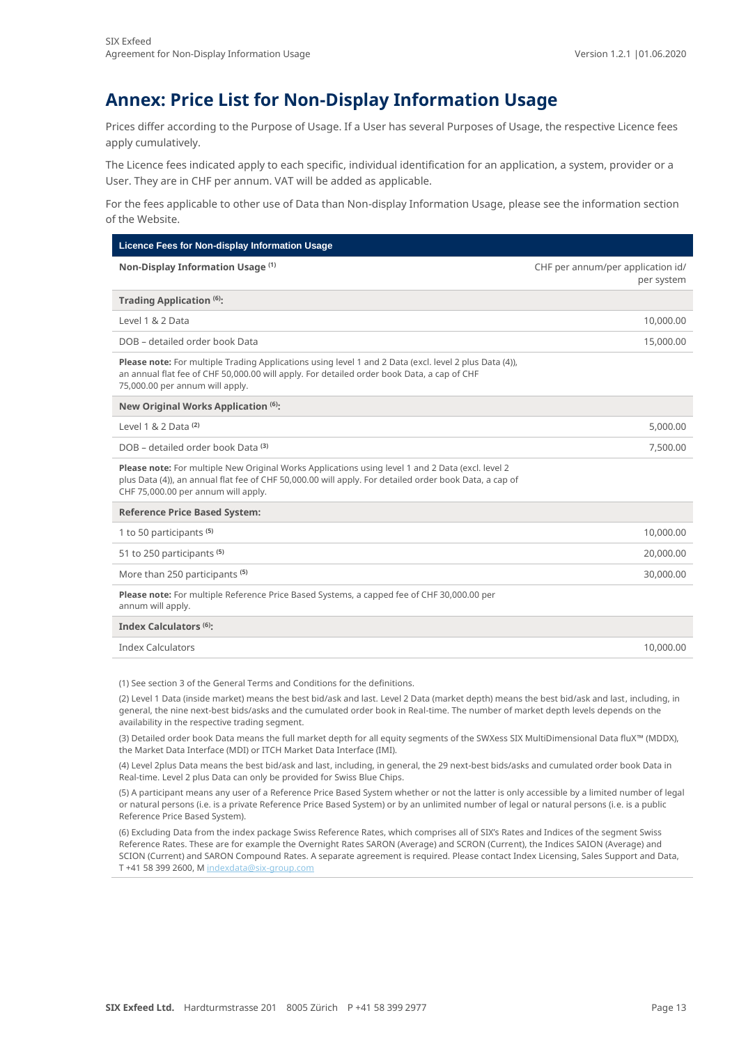# Annex: Price List for Non-Display Information Usage

Prices differ according to the Purpose of Usage. If a User has several Purposes of Usage, the respective Licence fees apply cumulatively.

The Licence fees indicated apply to each specific, individual identification for an application, a system, provider or a User. They are in CHF per annum. VAT will be added as applicable.

For the fees applicable to other use of Data than Non-display Information Usage, please see the information section of the Website.

| **Licence Fees for Non-display Information Usage** | |
|---|---|
| **Non-Display Information Usage** (1) | CHF per annum/per application id/ per system |
| **Trading Application** (6): | |
| Level 1 & 2 Data | 10,000.00 |
| DOB – detailed order book Data | 15,000.00 |
| **Please note:** For multiple Trading Applications using level 1 and 2 Data (excl. level 2 plus Data (4)), an annual flat fee of CHF 50,000.00 will apply. For detailed order book Data, a cap of CHF 75,000.00 per annum will apply. | |
| **New Original Works Application** (6): | |
| Level 1 & 2 Data (2) | 5,000.00 |
| DOB – detailed order book Data (3) | 7,500.00 |
| **Please note:** For multiple New Original Works Applications using level 1 and 2 Data (excl. level 2 plus Data (4)), an annual flat fee of CHF 50,000.00 will apply. For detailed order book Data, a cap of CHF 75,000.00 per annum will apply. | |
| **Reference Price Based System:** | |
| 1 to 50 participants (5) | 10,000.00 |
| 51 to 250 participants (5) | 20,000.00 |
| More than 250 participants (5) | 30,000.00 |
| **Please note:** For multiple Reference Price Based Systems, a capped fee of CHF 30,000.00 per annum will apply. | |
| **Index Calculators** (6): | |
| Index Calculators | 10,000.00 |

(1) See section 3 of the General Terms and Conditions for the definitions.

(2) Level 1 Data (inside market) means the best bid/ask and last. Level 2 Data (market depth) means the best bid/ask and last, including, in general, the nine next-best bids/asks and the cumulated order book in Real-time. The number of market depth levels depends on the availability in the respective trading segment.

(3) Detailed order book Data means the full market depth for all equity segments of the SWXess SIX MultiDimensional Data fluX™ (MDDX), the Market Data Interface (MDI) or ITCH Market Data Interface (IMI).

(4) Level 2plus Data means the best bid/ask and last, including, in general, the 29 next-best bids/asks and cumulated order book Data in Real-time. Level 2 plus Data can only be provided for Swiss Blue Chips.

(5) A participant means any user of a Reference Price Based System whether or not the latter is only accessible by a limited number of legal or natural persons (i.e. is a private Reference Price Based System) or by an unlimited number of legal or natural persons (i.e. is a public Reference Price Based System).

(6) Excluding Data from the index package Swiss Reference Rates, which comprises all of SIX's Rates and Indices of the segment Swiss Reference Rates. These are for example the Overnight Rates SARON (Average) and SCRON (Current), the Indices SAION (Average) and SCION (Current) and SARON Compound Rates. A separate agreement is required. Please contact Index Licensing, Sales Support and Data, T +41 58 399 2600, M indexdata@six-group.com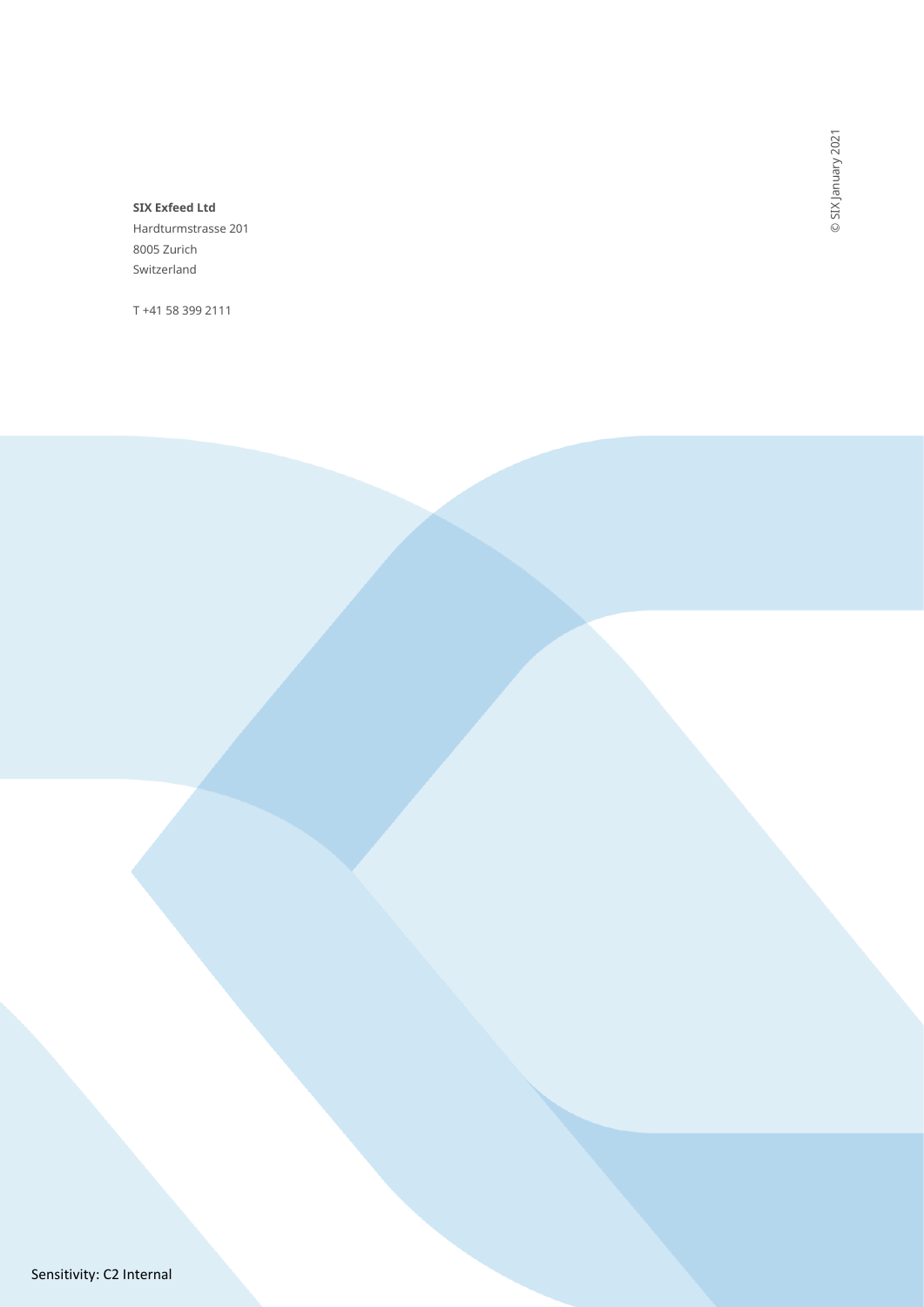**SIX Exfeed Ltd**
Hardturmstrasse 201
8005 Zurich
Switzerland

T +41 58 399 2111

© SIX January 2021

Sensitivity: C2 Internal